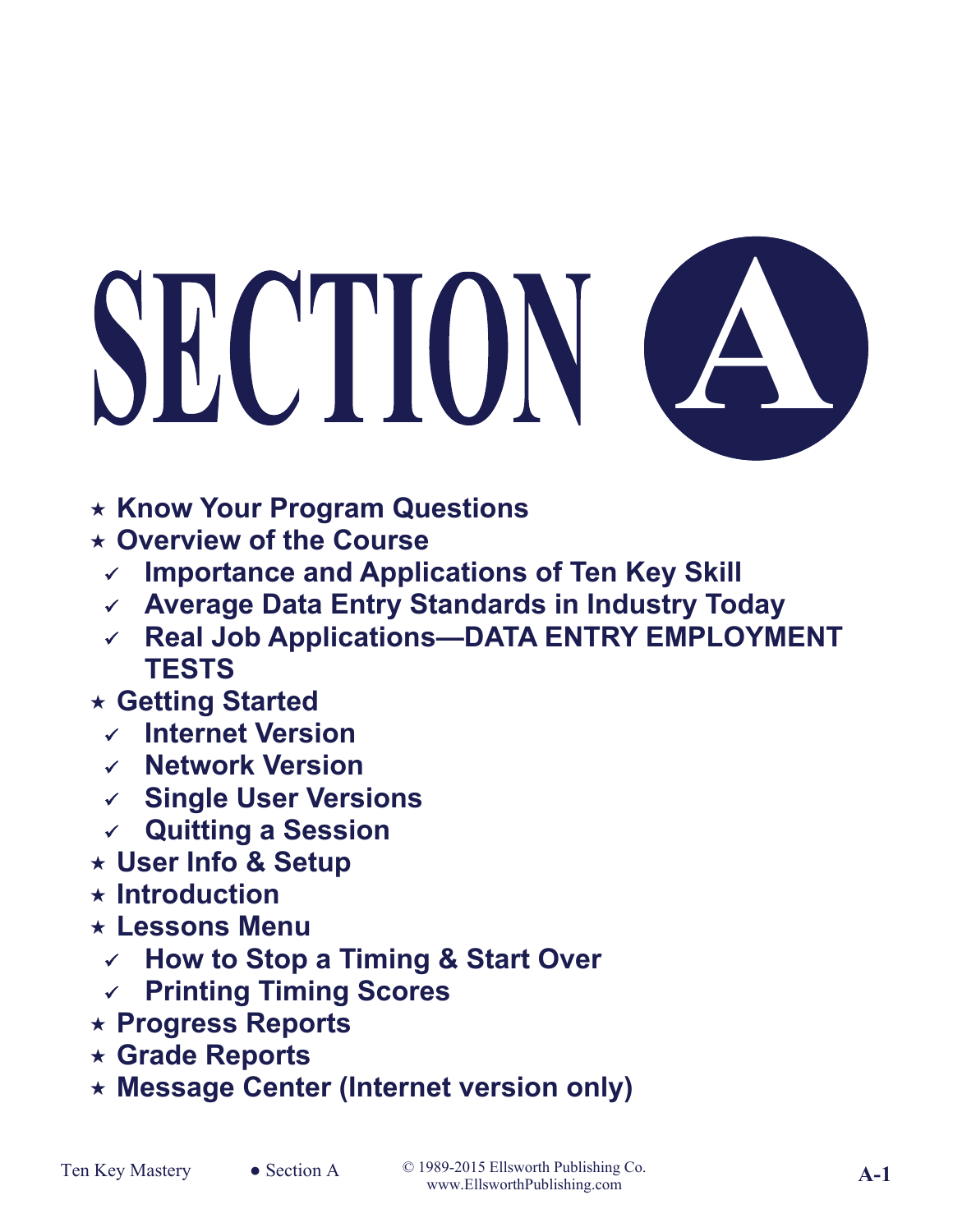# SECTION A

- ★ **Know Your Program Questions**
- ★ **Overview of the Course**
  - ✓ **Importance and Applications of Ten Key Skill**
  - ✓ **Average Data Entry Standards in Industry Today**
  - ✓ **Real Job Applications—DATA ENTRY EMPLOYMENT TESTS**
- ★ **Getting Started**
  - ✓ **Internet Version**
  - ✓ **Network Version**
  - ✓ **Single User Versions**
  - ✓ **Quitting a Session**
- ★ **User Info & Setup**
- ★ **Introduction**
- ★ **Lessons Menu**
  - ✓ **How to Stop a Timing & Start Over**
  - ✓ **Printing Timing Scores**
- ★ **Progress Reports**
- ★ **Grade Reports**
- ★ **Message Center (Internet version only)**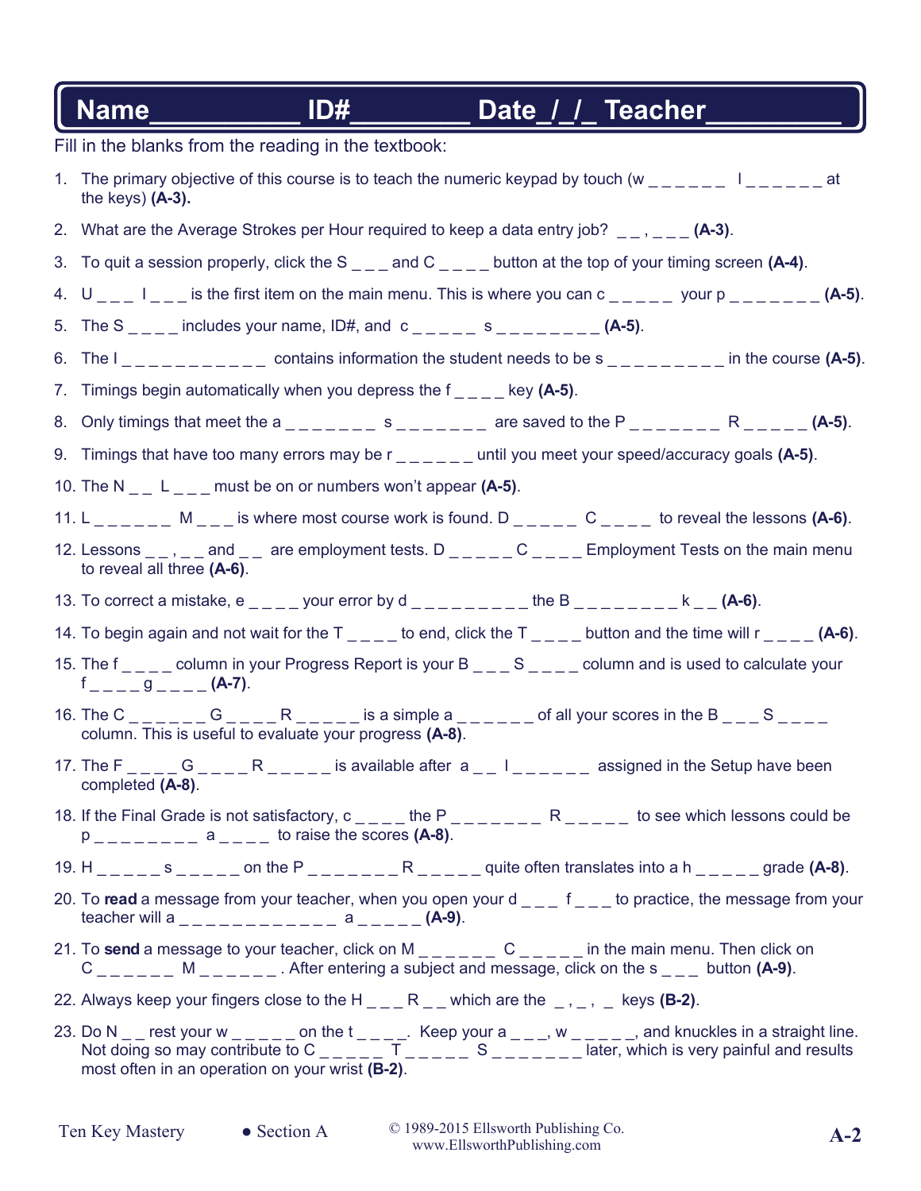**Name__________ ID#________ Date_/_/_ Teacher_________**

Fill in the blanks from the reading in the textbook:

1. The primary objective of this course is to teach the numeric keypad by touch (w _ _ _ _ _ _  l _ _ _ _ _ _ at the keys) **(A-3).**
2. What are the Average Strokes per Hour required to keep a data entry job? _ _ , _ _ _ **(A-3)**.
3. To quit a session properly, click the S _ _ _ and C _ _ _ _ button at the top of your timing screen **(A-4)**.
4. U _ _ _ I _ _ _ is the first item on the main menu. This is where you can c _ _ _ _ _  your p _ _ _ _ _ _ _ **(A-5)**.
5. The S _ _ _ _ includes your name, ID#, and  c _ _ _ _ _  s _ _ _ _ _ _ _ _ **(A-5)**.
6. The I _ _ _ _ _ _ _ _ _ _ _  contains information the student needs to be s _ _ _ _ _ _ _ _ _ in the course **(A-5)**.
7. Timings begin automatically when you depress the f _ _ _ _ key **(A-5)**.
8. Only timings that meet the a _ _ _ _ _ _ _  s _ _ _ _ _ _ _  are saved to the P _ _ _ _ _ _ _  R _ _ _ _ _ **(A-5)**.
9. Timings that have too many errors may be r _ _ _ _ _ _ until you meet your speed/accuracy goals **(A-5)**.
10. The N _ _  L _ _ _ must be on or numbers won't appear **(A-5)**.
11. L _ _ _ _ _ _  M _ _ _ is where most course work is found. D _ _ _ _ _  C _ _ _ _  to reveal the lessons **(A-6)**.
12. Lessons _ _ , _ _ and _ _  are employment tests. D _ _ _ _ _ C _ _ _ _ Employment Tests on the main menu to reveal all three **(A-6)**.
13. To correct a mistake, e _ _ _ _ your error by d _ _ _ _ _ _ _ _ _ the B _ _ _ _ _ _ _ _ k _ _ **(A-6)**.
14. To begin again and not wait for the T _ _ _ _ to end, click the T _ _ _ _ button and the time will r _ _ _ _ **(A-6)**.
15. The f _ _ _ _ column in your Progress Report is your B _ _ _ S _ _ _ _ column and is used to calculate your f _ _ _ _ g _ _ _ _ **(A-7)**.
16. The C _ _ _ _ _ _ G _ _ _ _ R _ _ _ _ _ is a simple a _ _ _ _ _ _ of all your scores in the B _ _ _ S _ _ _ _ column. This is useful to evaluate your progress **(A-8)**.
17. The F _ _ _ _ G _ _ _ _ R _ _ _ _ _ is available after  a _ _  l _ _ _ _ _ _  assigned in the Setup have been completed **(A-8)**.
18. If the Final Grade is not satisfactory, c _ _ _ _ the P _ _ _ _ _ _ _  R _ _ _ _ _  to see which lessons could be p _ _ _ _ _ _ _ _  a _ _ _ _  to raise the scores **(A-8)**.
19. H _ _ _ _ _ s _ _ _ _ _ on the P _ _ _ _ _ _ _ R _ _ _ _ _ quite often translates into a h _ _ _ _ _ grade **(A-8)**.
20. To **read** a message from your teacher, when you open your d _ _ _  f _ _ _ to practice, the message from your teacher will a _ _ _ _ _ _ _ _ _ _ _ _  a _ _ _ _ _ **(A-9)**.
21. To **send** a message to your teacher, click on M _ _ _ _ _ _  C _ _ _ _ _ in the main menu. Then click on C _ _ _ _ _ _  M _ _ _ _ _ _ . After entering a subject and message, click on the s _ _ _  button **(A-9)**.
22. Always keep your fingers close to the H _ _ _ R _ _ which are the  _ , _ ,  _  keys **(B-2)**.
23. Do N _ _ rest your w _ _ _ _ _ on the t _ _ _ _.  Keep your a _ _ _, w _ _ _ _ _, and knuckles in a straight line. Not doing so may contribute to C _ _ _ _ _  T _ _ _ _ _  S _ _ _ _ _ _ _ later, which is very painful and results most often in an operation on your wrist **(B-2)**.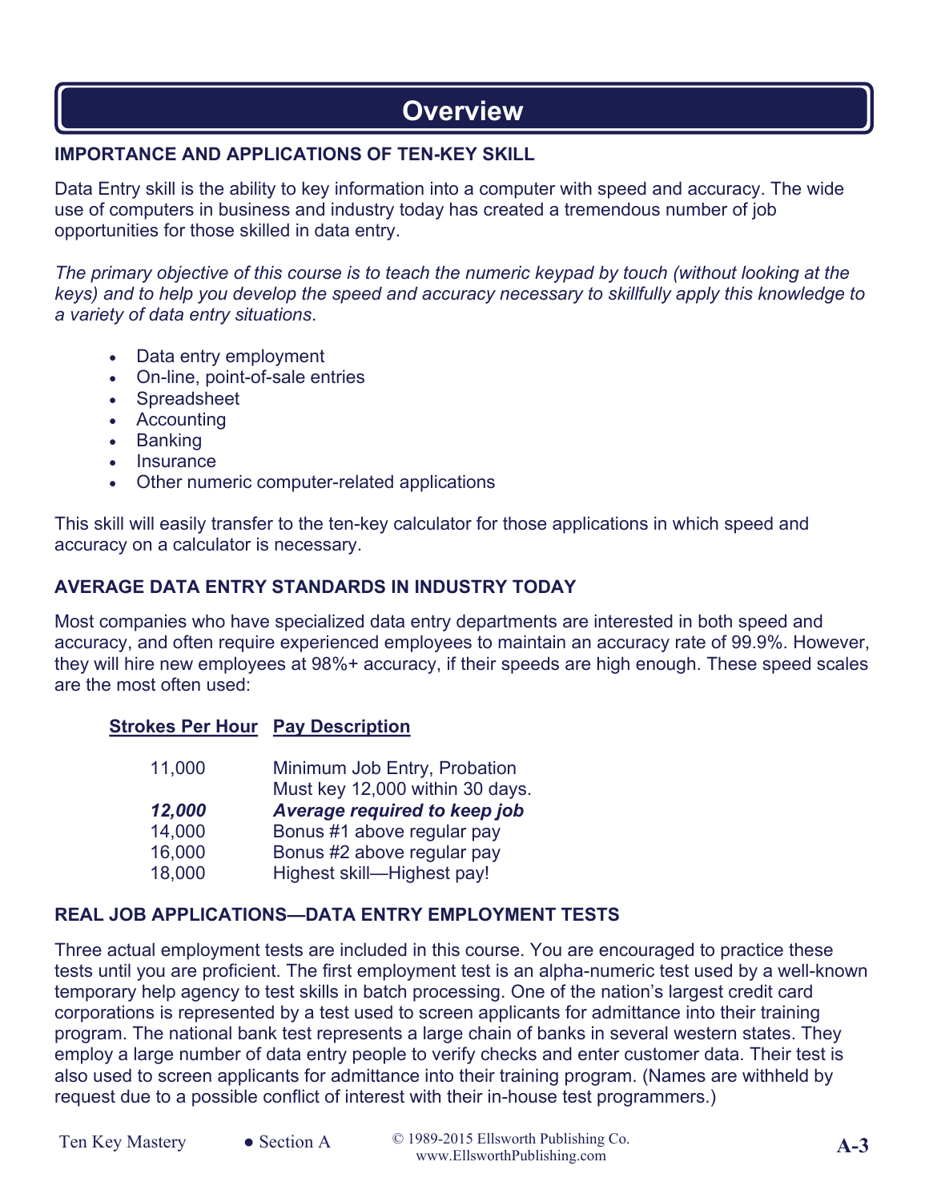# Overview

## IMPORTANCE AND APPLICATIONS OF TEN-KEY SKILL

Data Entry skill is the ability to key information into a computer with speed and accuracy. The wide use of computers in business and industry today has created a tremendous number of job opportunities for those skilled in data entry.

*The primary objective of this course is to teach the numeric keypad by touch (without looking at the keys) and to help you develop the speed and accuracy necessary to skillfully apply this knowledge to a variety of data entry situations.*

- Data entry employment
- On-line, point-of-sale entries
- Spreadsheet
- Accounting
- Banking
- Insurance
- Other numeric computer-related applications

This skill will easily transfer to the ten-key calculator for those applications in which speed and accuracy on a calculator is necessary.

## AVERAGE DATA ENTRY STANDARDS IN INDUSTRY TODAY

Most companies who have specialized data entry departments are interested in both speed and accuracy, and often require experienced employees to maintain an accuracy rate of 99.9%. However, they will hire new employees at 98%+ accuracy, if their speeds are high enough. These speed scales are the most often used:

| Strokes Per Hour | Pay Description |
|---|---|
| 11,000 | Minimum Job Entry, Probation<br>Must key 12,000 within 30 days. |
| ***12,000*** | ***Average required to keep job*** |
| 14,000 | Bonus #1 above regular pay |
| 16,000 | Bonus #2 above regular pay |
| 18,000 | Highest skill—Highest pay! |

## REAL JOB APPLICATIONS—DATA ENTRY EMPLOYMENT TESTS

Three actual employment tests are included in this course. You are encouraged to practice these tests until you are proficient. The first employment test is an alpha-numeric test used by a well-known temporary help agency to test skills in batch processing. One of the nation's largest credit card corporations is represented by a test used to screen applicants for admittance into their training program. The national bank test represents a large chain of banks in several western states. They employ a large number of data entry people to verify checks and enter customer data. Their test is also used to screen applicants for admittance into their training program. (Names are withheld by request due to a possible conflict of interest with their in-house test programmers.)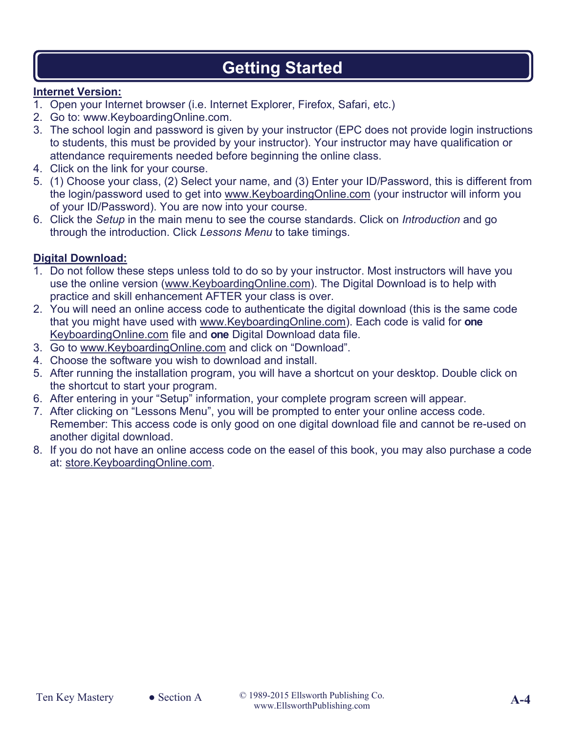# Getting Started

**Internet Version:**

1. Open your Internet browser (i.e. Internet Explorer, Firefox, Safari, etc.)
2. Go to: www.KeyboardingOnline.com.
3. The school login and password is given by your instructor (EPC does not provide login instructions to students, this must be provided by your instructor). Your instructor may have qualification or attendance requirements needed before beginning the online class.
4. Click on the link for your course.
5. (1) Choose your class, (2) Select your name, and (3) Enter your ID/Password, this is different from the login/password used to get into www.KeyboardingOnline.com (your instructor will inform you of your ID/Password). You are now into your course.
6. Click the *Setup* in the main menu to see the course standards. Click on *Introduction* and go through the introduction. Click *Lessons Menu* to take timings.

**Digital Download:**

1. Do not follow these steps unless told to do so by your instructor. Most instructors will have you use the online version (www.KeyboardingOnline.com). The Digital Download is to help with practice and skill enhancement AFTER your class is over.
2. You will need an online access code to authenticate the digital download (this is the same code that you might have used with www.KeyboardingOnline.com). Each code is valid for **one** KeyboardingOnline.com file and **one** Digital Download data file.
3. Go to www.KeyboardingOnline.com and click on "Download".
4. Choose the software you wish to download and install.
5. After running the installation program, you will have a shortcut on your desktop. Double click on the shortcut to start your program.
6. After entering in your "Setup" information, your complete program screen will appear.
7. After clicking on "Lessons Menu", you will be prompted to enter your online access code. Remember: This access code is only good on one digital download file and cannot be re-used on another digital download.
8. If you do not have an online access code on the easel of this book, you may also purchase a code at: store.KeyboardingOnline.com.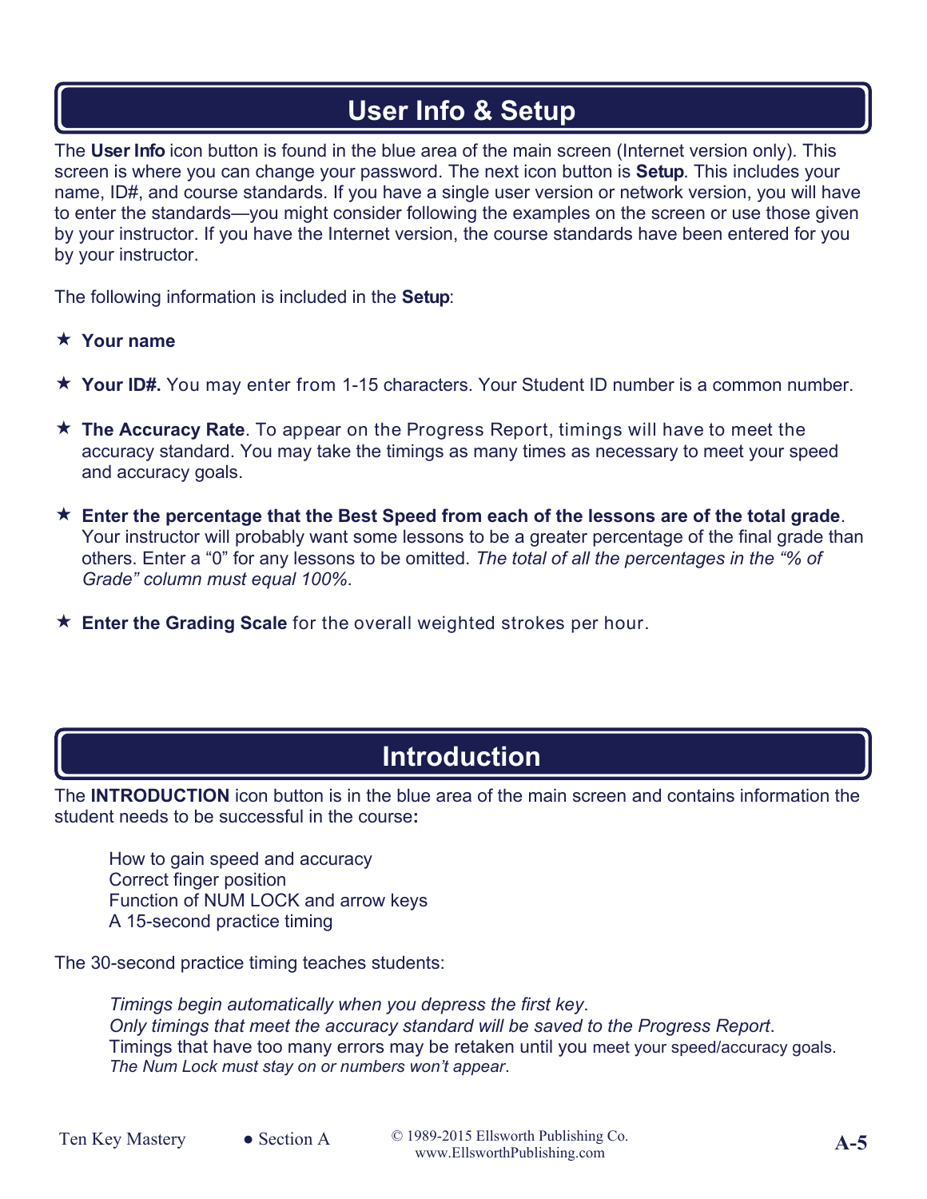## User Info & Setup

The **User Info** icon button is found in the blue area of the main screen (Internet version only). This screen is where you can change your password. The next icon button is **Setup**. This includes your name, ID#, and course standards. If you have a single user version or network version, you will have to enter the standards—you might consider following the examples on the screen or use those given by your instructor. If you have the Internet version, the course standards have been entered for you by your instructor.

The following information is included in the **Setup**:

- ★ **Your name**
- ★ **Your ID#.** You may enter from 1-15 characters. Your Student ID number is a common number.
- ★ **The Accuracy Rate**. To appear on the Progress Report, timings will have to meet the accuracy standard. You may take the timings as many times as necessary to meet your speed and accuracy goals.
- ★ **Enter the percentage that the Best Speed from each of the lessons are of the total grade**. Your instructor will probably want some lessons to be a greater percentage of the final grade than others. Enter a "0" for any lessons to be omitted. *The total of all the percentages in the "% of Grade" column must equal 100%*.
- ★ **Enter the Grading Scale** for the overall weighted strokes per hour.

## Introduction

The **INTRODUCTION** icon button is in the blue area of the main screen and contains information the student needs to be successful in the course**:**

How to gain speed and accuracy
Correct finger position
Function of NUM LOCK and arrow keys
A 15-second practice timing

The 30-second practice timing teaches students:

*Timings begin automatically when you depress the first key*.
*Only timings that meet the accuracy standard will be saved to the Progress Report*.
Timings that have too many errors may be retaken until you meet your speed/accuracy goals.
*The Num Lock must stay on or numbers won't appear*.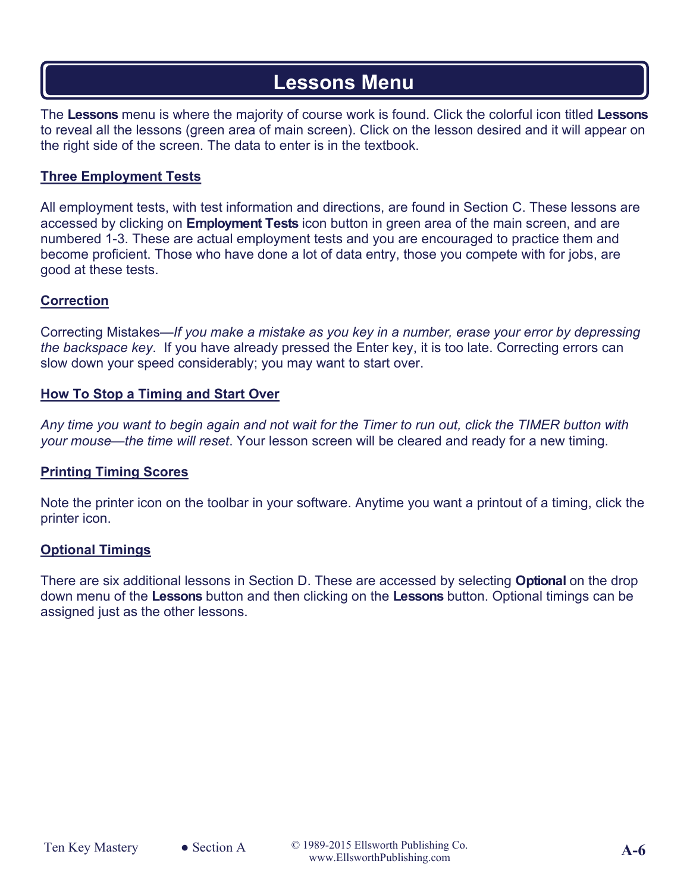# Lessons Menu

The **Lessons** menu is where the majority of course work is found. Click the colorful icon titled **Lessons** to reveal all the lessons (green area of main screen). Click on the lesson desired and it will appear on the right side of the screen. The data to enter is in the textbook.

## Three Employment Tests

All employment tests, with test information and directions, are found in Section C. These lessons are accessed by clicking on **Employment Tests** icon button in green area of the main screen, and are numbered 1-3. These are actual employment tests and you are encouraged to practice them and become proficient. Those who have done a lot of data entry, those you compete with for jobs, are good at these tests.

## Correction

Correcting Mistakes—*If you make a mistake as you key in a number, erase your error by depressing the backspace key*.  If you have already pressed the Enter key, it is too late. Correcting errors can slow down your speed considerably; you may want to start over.

## How To Stop a Timing and Start Over

*Any time you want to begin again and not wait for the Timer to run out, click the TIMER button with your mouse—the time will reset*. Your lesson screen will be cleared and ready for a new timing.

## Printing Timing Scores

Note the printer icon on the toolbar in your software. Anytime you want a printout of a timing, click the printer icon.

## Optional Timings

There are six additional lessons in Section D. These are accessed by selecting **Optional** on the drop down menu of the **Lessons** button and then clicking on the **Lessons** button. Optional timings can be assigned just as the other lessons.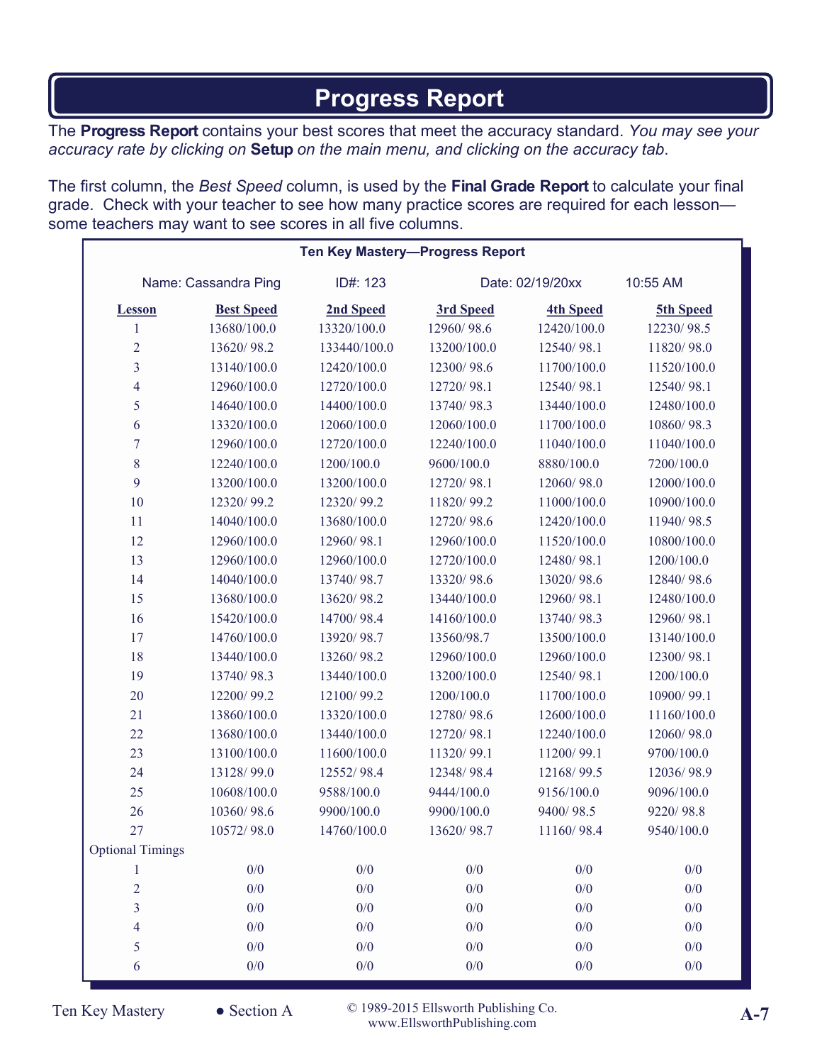# Progress Report

The **Progress Report** contains your best scores that meet the accuracy standard. *You may see your accuracy rate by clicking on* **Setup** *on the main menu, and clicking on the accuracy tab*.

The first column, the *Best Speed* column, is used by the **Final Grade Report** to calculate your final grade. Check with your teacher to see how many practice scores are required for each lesson—some teachers may want to see scores in all five columns.

**Ten Key Mastery—Progress Report**

Name: Cassandra Ping    ID#: 123    Date: 02/19/20xx    10:55 AM

| Lesson | Best Speed | 2nd Speed | 3rd Speed | 4th Speed | 5th Speed |
|---|---|---|---|---|---|
| 1 | 13680/100.0 | 13320/100.0 | 12960/ 98.6 | 12420/100.0 | 12230/ 98.5 |
| 2 | 13620/ 98.2 | 133440/100.0 | 13200/100.0 | 12540/ 98.1 | 11820/ 98.0 |
| 3 | 13140/100.0 | 12420/100.0 | 12300/ 98.6 | 11700/100.0 | 11520/100.0 |
| 4 | 12960/100.0 | 12720/100.0 | 12720/ 98.1 | 12540/ 98.1 | 12540/ 98.1 |
| 5 | 14640/100.0 | 14400/100.0 | 13740/ 98.3 | 13440/100.0 | 12480/100.0 |
| 6 | 13320/100.0 | 12060/100.0 | 12060/100.0 | 11700/100.0 | 10860/ 98.3 |
| 7 | 12960/100.0 | 12720/100.0 | 12240/100.0 | 11040/100.0 | 11040/100.0 |
| 8 | 12240/100.0 | 1200/100.0 | 9600/100.0 | 8880/100.0 | 7200/100.0 |
| 9 | 13200/100.0 | 13200/100.0 | 12720/ 98.1 | 12060/ 98.0 | 12000/100.0 |
| 10 | 12320/ 99.2 | 12320/ 99.2 | 11820/ 99.2 | 11000/100.0 | 10900/100.0 |
| 11 | 14040/100.0 | 13680/100.0 | 12720/ 98.6 | 12420/100.0 | 11940/ 98.5 |
| 12 | 12960/100.0 | 12960/ 98.1 | 12960/100.0 | 11520/100.0 | 10800/100.0 |
| 13 | 12960/100.0 | 12960/100.0 | 12720/100.0 | 12480/ 98.1 | 1200/100.0 |
| 14 | 14040/100.0 | 13740/ 98.7 | 13320/ 98.6 | 13020/ 98.6 | 12840/ 98.6 |
| 15 | 13680/100.0 | 13620/ 98.2 | 13440/100.0 | 12960/ 98.1 | 12480/100.0 |
| 16 | 15420/100.0 | 14700/ 98.4 | 14160/100.0 | 13740/ 98.3 | 12960/ 98.1 |
| 17 | 14760/100.0 | 13920/ 98.7 | 13560/98.7 | 13500/100.0 | 13140/100.0 |
| 18 | 13440/100.0 | 13260/ 98.2 | 12960/100.0 | 12960/100.0 | 12300/ 98.1 |
| 19 | 13740/ 98.3 | 13440/100.0 | 13200/100.0 | 12540/ 98.1 | 1200/100.0 |
| 20 | 12200/ 99.2 | 12100/ 99.2 | 1200/100.0 | 11700/100.0 | 10900/ 99.1 |
| 21 | 13860/100.0 | 13320/100.0 | 12780/ 98.6 | 12600/100.0 | 11160/100.0 |
| 22 | 13680/100.0 | 13440/100.0 | 12720/ 98.1 | 12240/100.0 | 12060/ 98.0 |
| 23 | 13100/100.0 | 11600/100.0 | 11320/ 99.1 | 11200/ 99.1 | 9700/100.0 |
| 24 | 13128/ 99.0 | 12552/ 98.4 | 12348/ 98.4 | 12168/ 99.5 | 12036/ 98.9 |
| 25 | 10608/100.0 | 9588/100.0 | 9444/100.0 | 9156/100.0 | 9096/100.0 |
| 26 | 10360/ 98.6 | 9900/100.0 | 9900/100.0 | 9400/ 98.5 | 9220/ 98.8 |
| 27 | 10572/ 98.0 | 14760/100.0 | 13620/ 98.7 | 11160/ 98.4 | 9540/100.0 |
| Optional Timings | | | | | |
| 1 | 0/0 | 0/0 | 0/0 | 0/0 | 0/0 |
| 2 | 0/0 | 0/0 | 0/0 | 0/0 | 0/0 |
| 3 | 0/0 | 0/0 | 0/0 | 0/0 | 0/0 |
| 4 | 0/0 | 0/0 | 0/0 | 0/0 | 0/0 |
| 5 | 0/0 | 0/0 | 0/0 | 0/0 | 0/0 |
| 6 | 0/0 | 0/0 | 0/0 | 0/0 | 0/0 |

© 1989-2015 Ellsworth Publishing Co.
www.EllsworthPublishing.com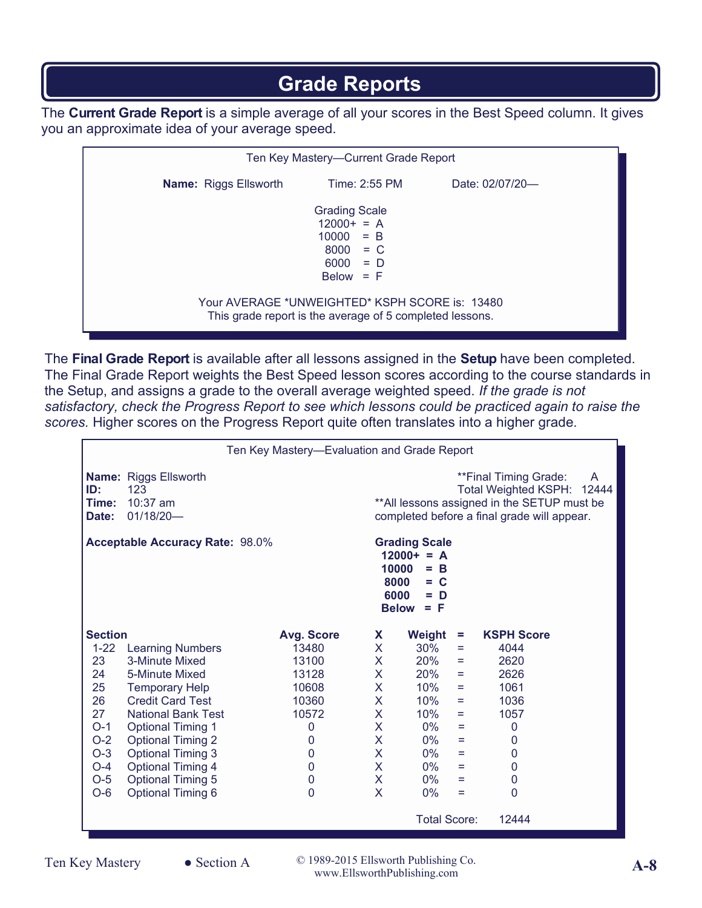# Grade Reports

The **Current Grade Report** is a simple average of all your scores in the Best Speed column. It gives you an approximate idea of your average speed.

> Ten Key Mastery—Current Grade Report
>
> **Name:** Riggs Ellsworth Time: 2:55 PM Date: 02/07/20—
>
> Grading Scale
> 12000+ = A
> 10000 = B
> 8000 = C
> 6000 = D
> Below = F
>
> Your AVERAGE *UNWEIGHTED* KSPH SCORE is: 13480
> This grade report is the average of 5 completed lessons.

The **Final Grade Report** is available after all lessons assigned in the **Setup** have been completed. The Final Grade Report weights the Best Speed lesson scores according to the course standards in the Setup, and assigns a grade to the overall average weighted speed. *If the grade is not satisfactory, check the Progress Report to see which lessons could be practiced again to raise the scores.* Higher scores on the Progress Report quite often translates into a higher grade.

> Ten Key Mastery—Evaluation and Grade Report
>
> **Name:** Riggs Ellsworth
> **ID:** 123
> **Time:** 10:37 am
> **Date:** 01/18/20—
>
> **Final Timing Grade: A
> Total Weighted KSPH: 12444
> **All lessons assigned in the SETUP must be completed before a final grade will appear.
>
> **Acceptable Accuracy Rate:** 98.0%
>
> **Grading Scale**
> **12000+ = A**
> **10000 = B**
> **8000 = C**
> **6000 = D**
> **Below = F**

| Section | | Avg. Score | X | Weight | = | KSPH Score |
|---|---|---|---|---|---|---|
| 1-22 | Learning Numbers | 13480 | X | 30% | = | 4044 |
| 23 | 3-Minute Mixed | 13100 | X | 20% | = | 2620 |
| 24 | 5-Minute Mixed | 13128 | X | 20% | = | 2626 |
| 25 | Temporary Help | 10608 | X | 10% | = | 1061 |
| 26 | Credit Card Test | 10360 | X | 10% | = | 1036 |
| 27 | National Bank Test | 10572 | X | 10% | = | 1057 |
| O-1 | Optional Timing 1 | 0 | X | 0% | = | 0 |
| O-2 | Optional Timing 2 | 0 | X | 0% | = | 0 |
| O-3 | Optional Timing 3 | 0 | X | 0% | = | 0 |
| O-4 | Optional Timing 4 | 0 | X | 0% | = | 0 |
| O-5 | Optional Timing 5 | 0 | X | 0% | = | 0 |
| O-6 | Optional Timing 6 | 0 | X | 0% | = | 0 |
| | | | | Total Score: | | 12444 |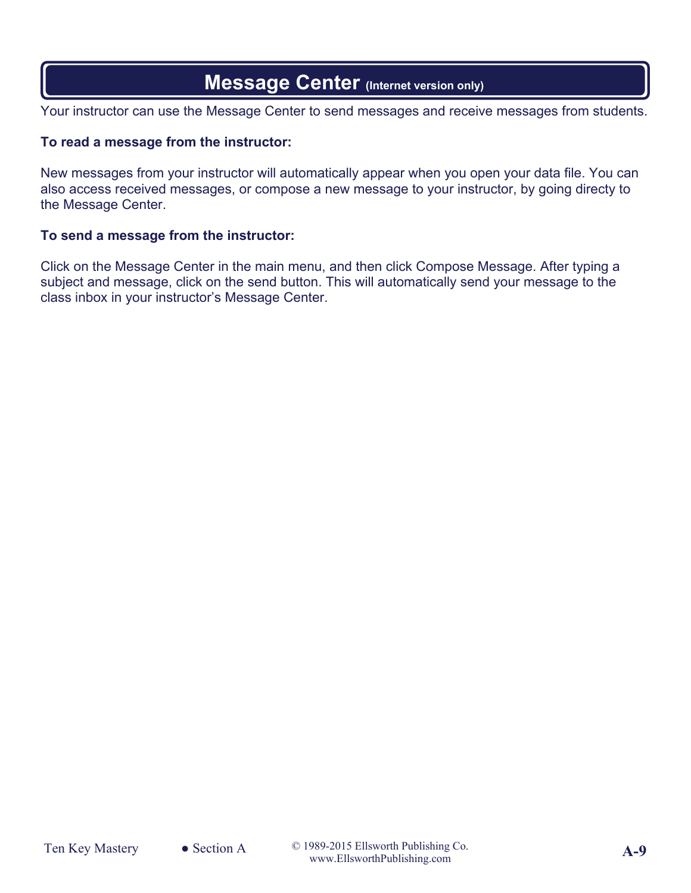# Message Center (Internet version only)

Your instructor can use the Message Center to send messages and receive messages from students.

**To read a message from the instructor:**

New messages from your instructor will automatically appear when you open your data file. You can also access received messages, or compose a new message to your instructor, by going directy to the Message Center.

**To send a message from the instructor:**

Click on the Message Center in the main menu, and then click Compose Message. After typing a subject and message, click on the send button. This will automatically send your message to the class inbox in your instructor's Message Center.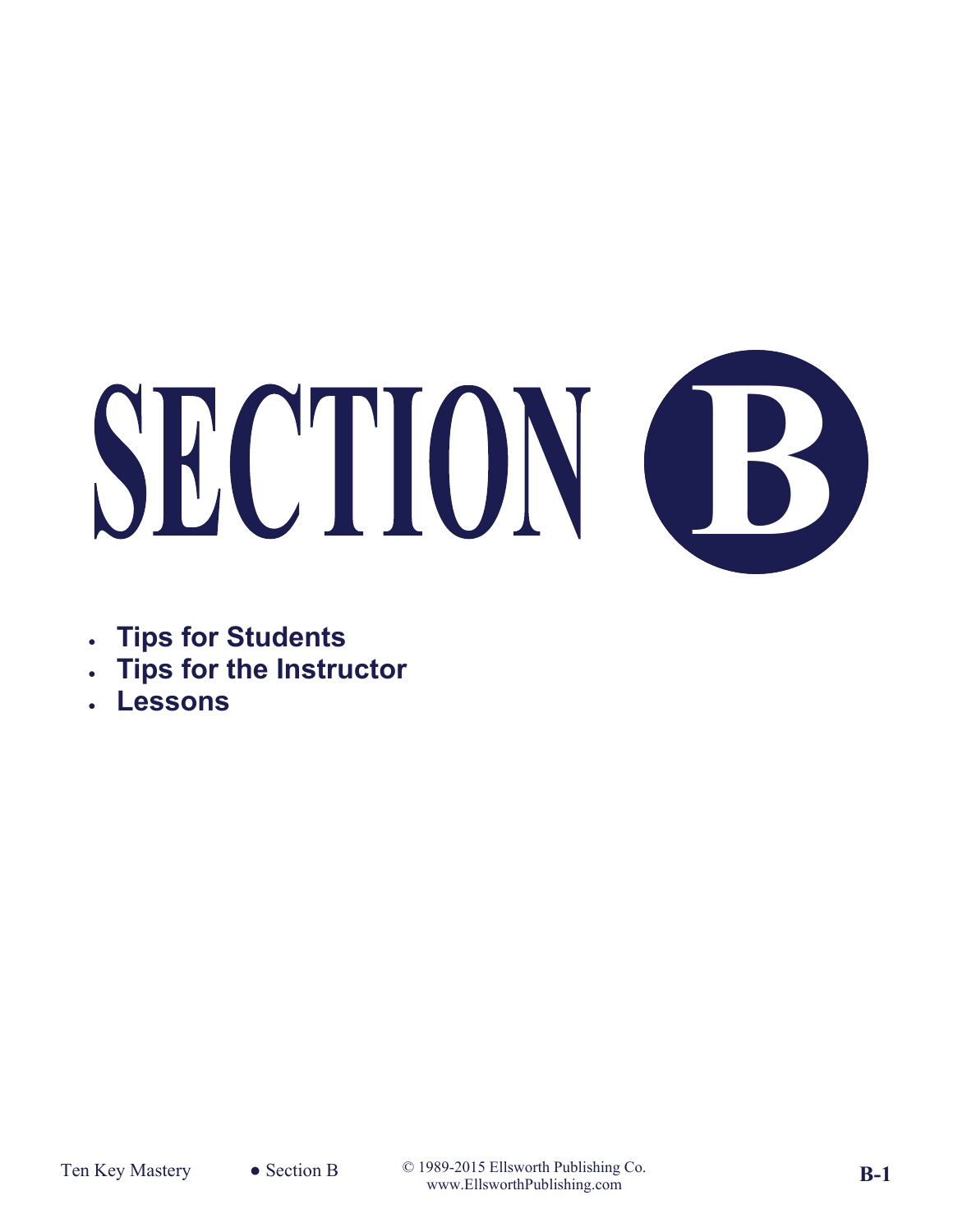# SECTION B

- **Tips for Students**
- **Tips for the Instructor**
- **Lessons**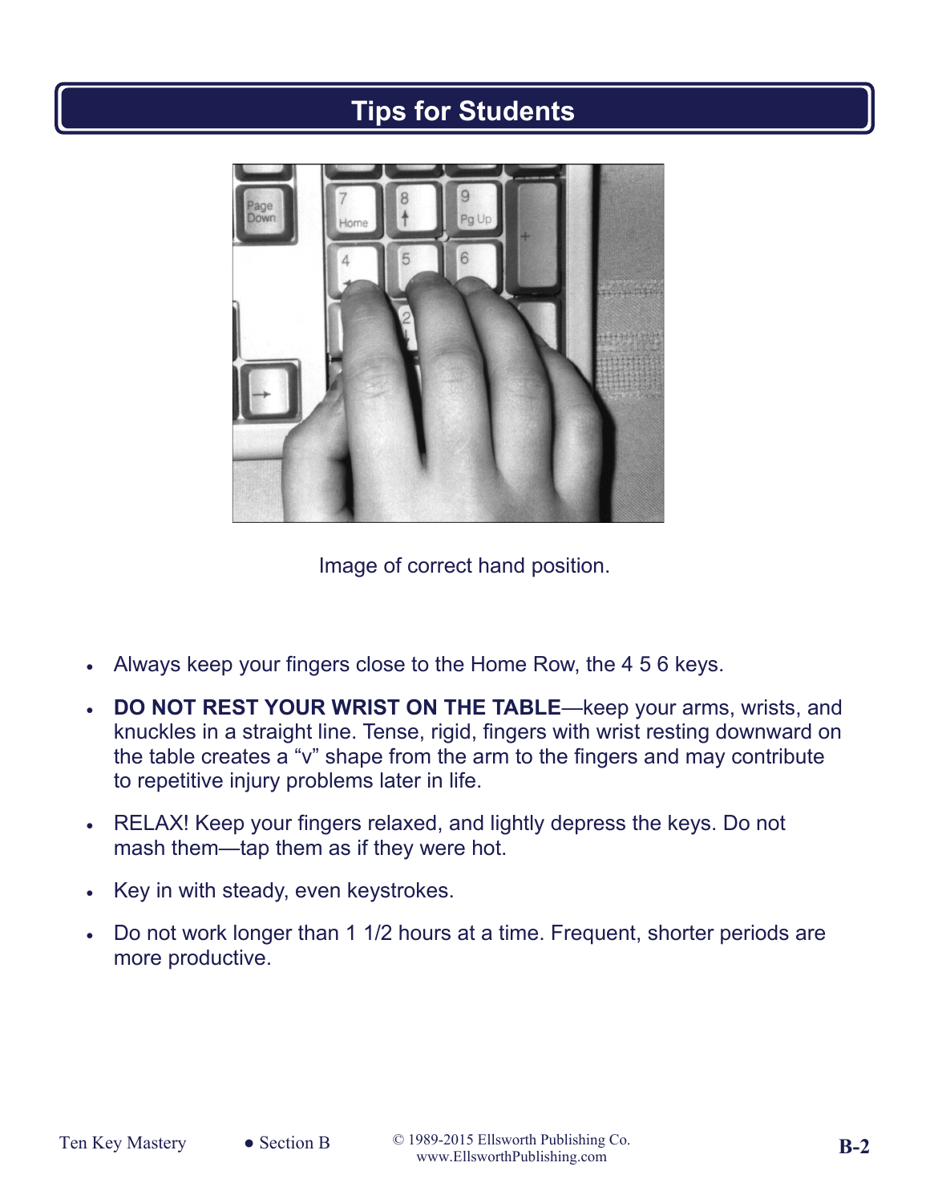# Tips for Students

Image of correct hand position.

- Always keep your fingers close to the Home Row, the 4 5 6 keys.
- **DO NOT REST YOUR WRIST ON THE TABLE**—keep your arms, wrists, and knuckles in a straight line. Tense, rigid, fingers with wrist resting downward on the table creates a “v” shape from the arm to the fingers and may contribute to repetitive injury problems later in life.
- RELAX! Keep your fingers relaxed, and lightly depress the keys. Do not mash them—tap them as if they were hot.
- Key in with steady, even keystrokes.
- Do not work longer than 1 1/2 hours at a time. Frequent, shorter periods are more productive.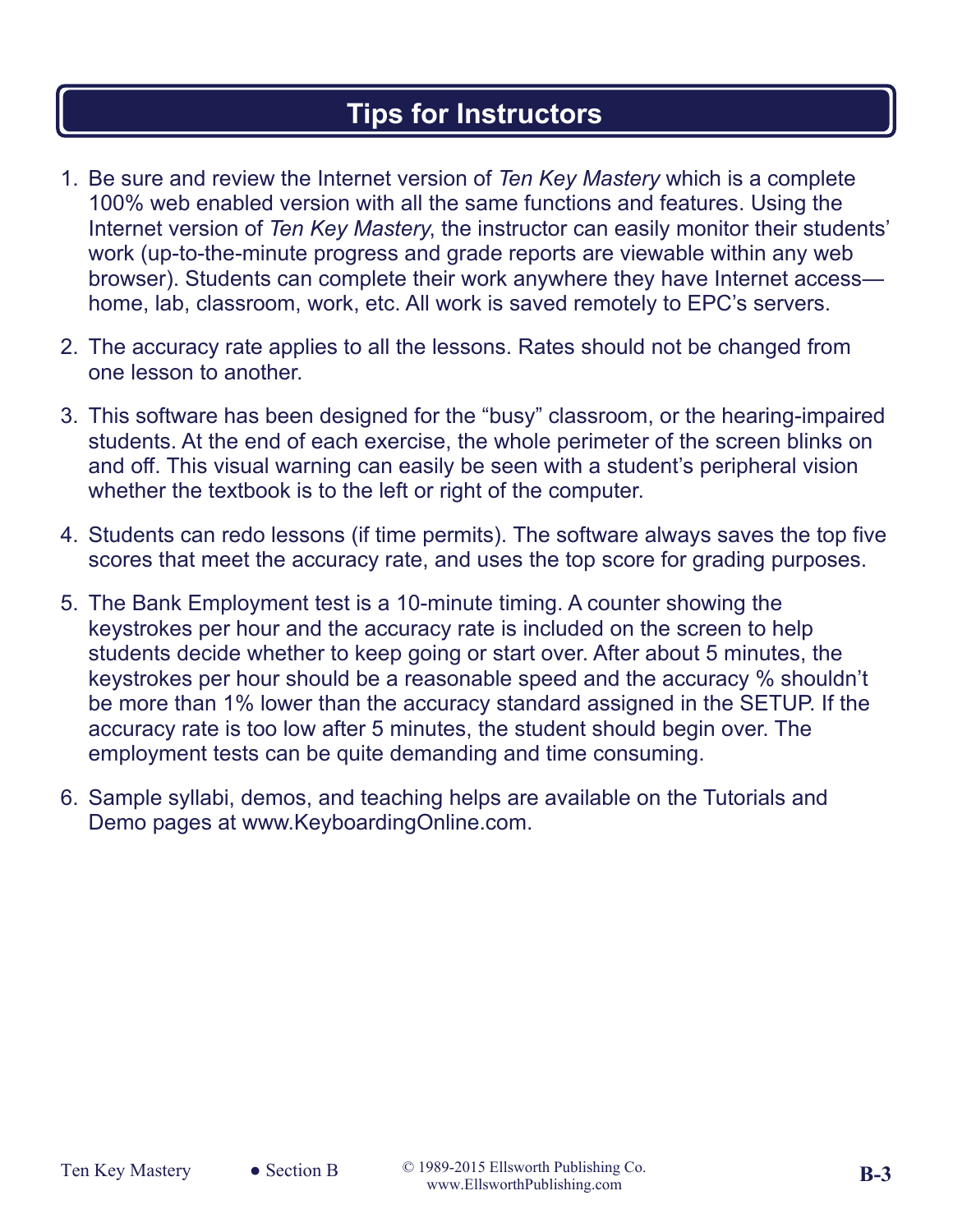# Tips for Instructors

1. Be sure and review the Internet version of *Ten Key Mastery* which is a complete 100% web enabled version with all the same functions and features. Using the Internet version of *Ten Key Mastery*, the instructor can easily monitor their students' work (up-to-the-minute progress and grade reports are viewable within any web browser). Students can complete their work anywhere they have Internet access—home, lab, classroom, work, etc. All work is saved remotely to EPC's servers.

2. The accuracy rate applies to all the lessons. Rates should not be changed from one lesson to another.

3. This software has been designed for the "busy" classroom, or the hearing-impaired students. At the end of each exercise, the whole perimeter of the screen blinks on and off. This visual warning can easily be seen with a student's peripheral vision whether the textbook is to the left or right of the computer.

4. Students can redo lessons (if time permits). The software always saves the top five scores that meet the accuracy rate, and uses the top score for grading purposes.

5. The Bank Employment test is a 10-minute timing. A counter showing the keystrokes per hour and the accuracy rate is included on the screen to help students decide whether to keep going or start over. After about 5 minutes, the keystrokes per hour should be a reasonable speed and the accuracy % shouldn't be more than 1% lower than the accuracy standard assigned in the SETUP. If the accuracy rate is too low after 5 minutes, the student should begin over. The employment tests can be quite demanding and time consuming.

6. Sample syllabi, demos, and teaching helps are available on the Tutorials and Demo pages at www.KeyboardingOnline.com.